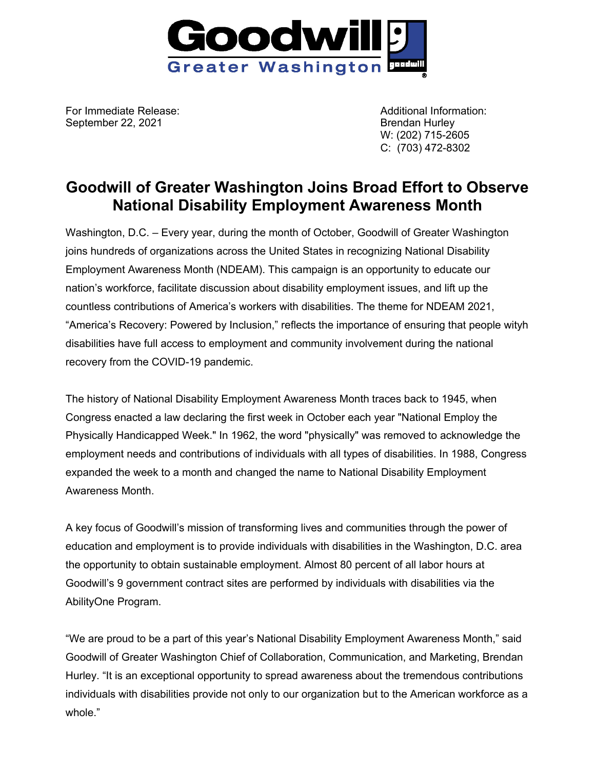Goodwill
Greater Washington

For Immediate Release:
September 22, 2021

Additional Information:
Brendan Hurley
W: (202) 715-2605
C: (703) 472-8302

# Goodwill of Greater Washington Joins Broad Effort to Observe National Disability Employment Awareness Month

Washington, D.C. – Every year, during the month of October, Goodwill of Greater Washington joins hundreds of organizations across the United States in recognizing National Disability Employment Awareness Month (NDEAM). This campaign is an opportunity to educate our nation's workforce, facilitate discussion about disability employment issues, and lift up the countless contributions of America's workers with disabilities. The theme for NDEAM 2021, "America's Recovery: Powered by Inclusion," reflects the importance of ensuring that people wityh disabilities have full access to employment and community involvement during the national recovery from the COVID-19 pandemic.

The history of National Disability Employment Awareness Month traces back to 1945, when Congress enacted a law declaring the first week in October each year "National Employ the Physically Handicapped Week." In 1962, the word "physically" was removed to acknowledge the employment needs and contributions of individuals with all types of disabilities. In 1988, Congress expanded the week to a month and changed the name to National Disability Employment Awareness Month.

A key focus of Goodwill's mission of transforming lives and communities through the power of education and employment is to provide individuals with disabilities in the Washington, D.C. area the opportunity to obtain sustainable employment. Almost 80 percent of all labor hours at Goodwill's 9 government contract sites are performed by individuals with disabilities via the AbilityOne Program.

"We are proud to be a part of this year's National Disability Employment Awareness Month," said Goodwill of Greater Washington Chief of Collaboration, Communication, and Marketing, Brendan Hurley. "It is an exceptional opportunity to spread awareness about the tremendous contributions individuals with disabilities provide not only to our organization but to the American workforce as a whole."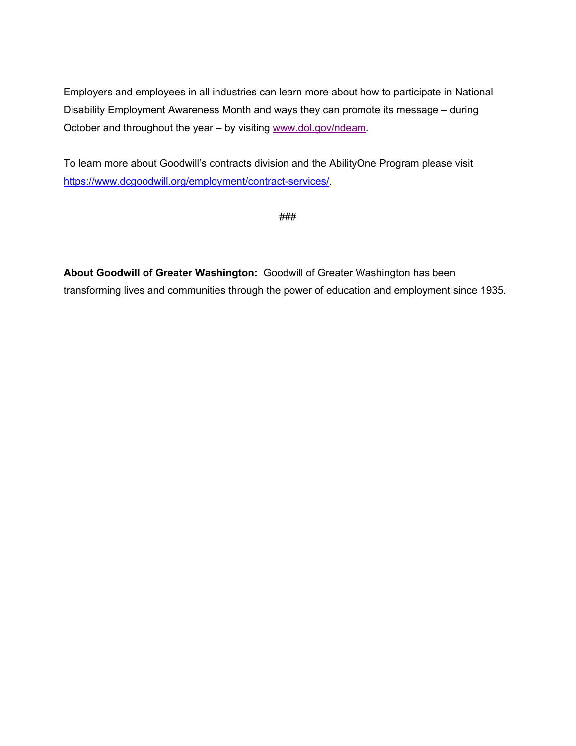Employers and employees in all industries can learn more about how to participate in National Disability Employment Awareness Month and ways they can promote its message – during October and throughout the year – by visiting [www.dol.gov/ndeam](http://www.dol.gov/ndeam).

To learn more about Goodwill's contracts division and the AbilityOne Program please visit [https://www.dcgoodwill.org/employment/contract-services/](https://www.dcgoodwill.org/employment/contract-services/).

###

**About Goodwill of Greater Washington:** Goodwill of Greater Washington has been transforming lives and communities through the power of education and employment since 1935.